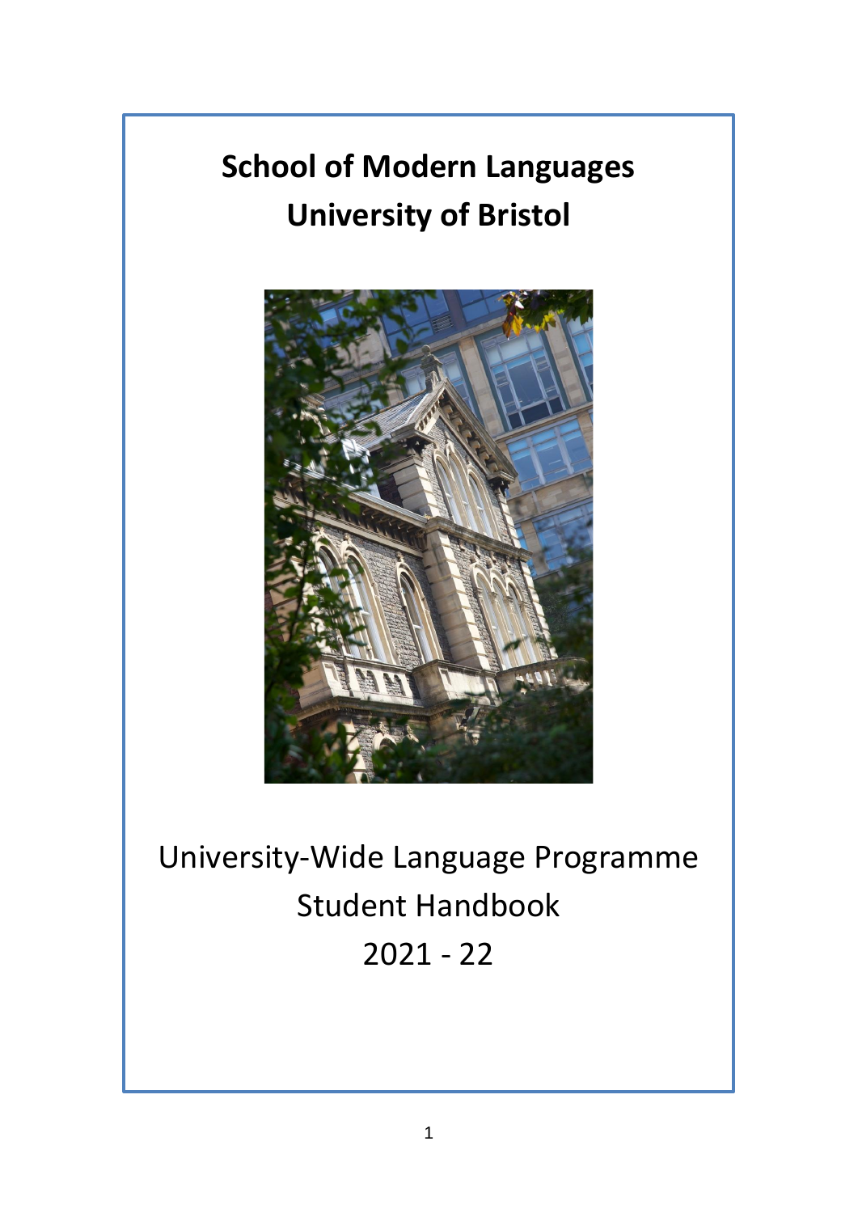# School of Modern Languages
# University of Bristol

University-Wide Language Programme

Student Handbook

2021 - 22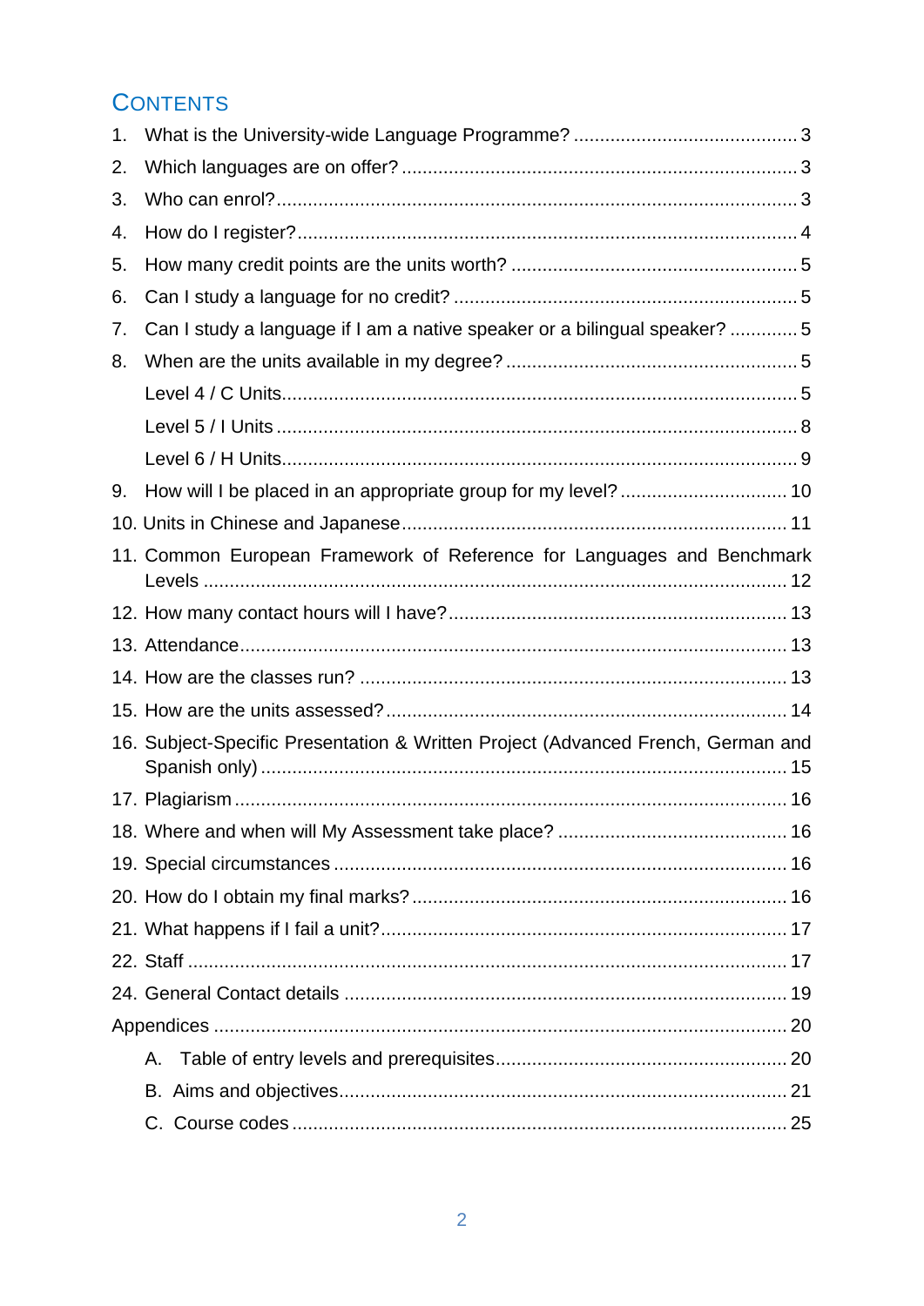## CONTENTS

1. What is the University-wide Language Programme? .......... 3
2. Which languages are on offer? .......... 3
3. Who can enrol? .......... 3
4. How do I register? .......... 4
5. How many credit points are the units worth? .......... 5
6. Can I study a language for no credit? .......... 5
7. Can I study a language if I am a native speaker or a bilingual speaker? .......... 5
8. When are the units available in my degree? .......... 5
   - Level 4 / C Units .......... 5
   - Level 5 / I Units .......... 8
   - Level 6 / H Units .......... 9
9. How will I be placed in an appropriate group for my level? .......... 10
10. Units in Chinese and Japanese .......... 11
11. Common European Framework of Reference for Languages and Benchmark Levels .......... 12
12. How many contact hours will I have? .......... 13
13. Attendance .......... 13
14. How are the classes run? .......... 13
15. How are the units assessed? .......... 14
16. Subject-Specific Presentation & Written Project (Advanced French, German and Spanish only) .......... 15
17. Plagiarism .......... 16
18. Where and when will My Assessment take place? .......... 16
19. Special circumstances .......... 16
20. How do I obtain my final marks? .......... 16
21. What happens if I fail a unit? .......... 17
22. Staff .......... 17
24. General Contact details .......... 19

Appendices .......... 20

- A. Table of entry levels and prerequisites .......... 20
- B. Aims and objectives .......... 21
- C. Course codes .......... 25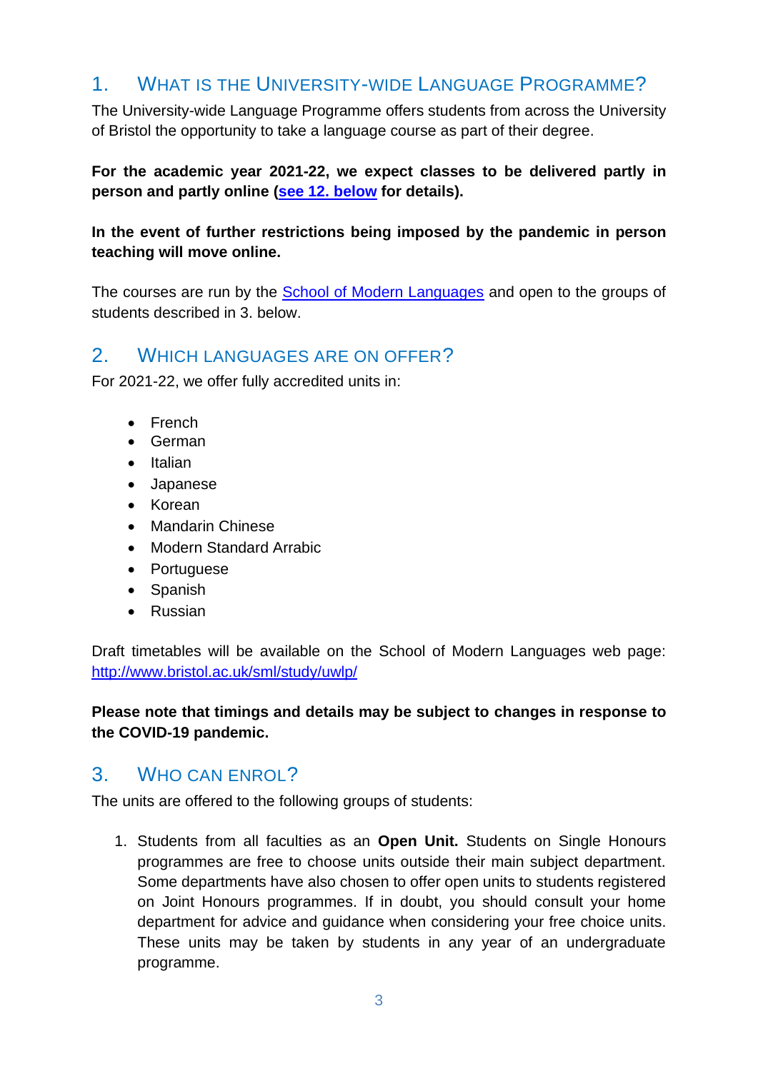## 1. What is the University-wide Language Programme?

The University-wide Language Programme offers students from across the University of Bristol the opportunity to take a language course as part of their degree.

**For the academic year 2021-22, we expect classes to be delivered partly in person and partly online ([see 12. below](#) for details).**

**In the event of further restrictions being imposed by the pandemic in person teaching will move online.**

The courses are run by the [School of Modern Languages](#) and open to the groups of students described in 3. below.

## 2. Which languages are on offer?

For 2021-22, we offer fully accredited units in:

- French
- German
- Italian
- Japanese
- Korean
- Mandarin Chinese
- Modern Standard Arrabic
- Portuguese
- Spanish
- Russian

Draft timetables will be available on the School of Modern Languages web page: http://www.bristol.ac.uk/sml/study/uwlp/

**Please note that timings and details may be subject to changes in response to the COVID-19 pandemic.**

## 3. Who can enrol?

The units are offered to the following groups of students:

1. Students from all faculties as an **Open Unit.** Students on Single Honours programmes are free to choose units outside their main subject department. Some departments have also chosen to offer open units to students registered on Joint Honours programmes. If in doubt, you should consult your home department for advice and guidance when considering your free choice units. These units may be taken by students in any year of an undergraduate programme.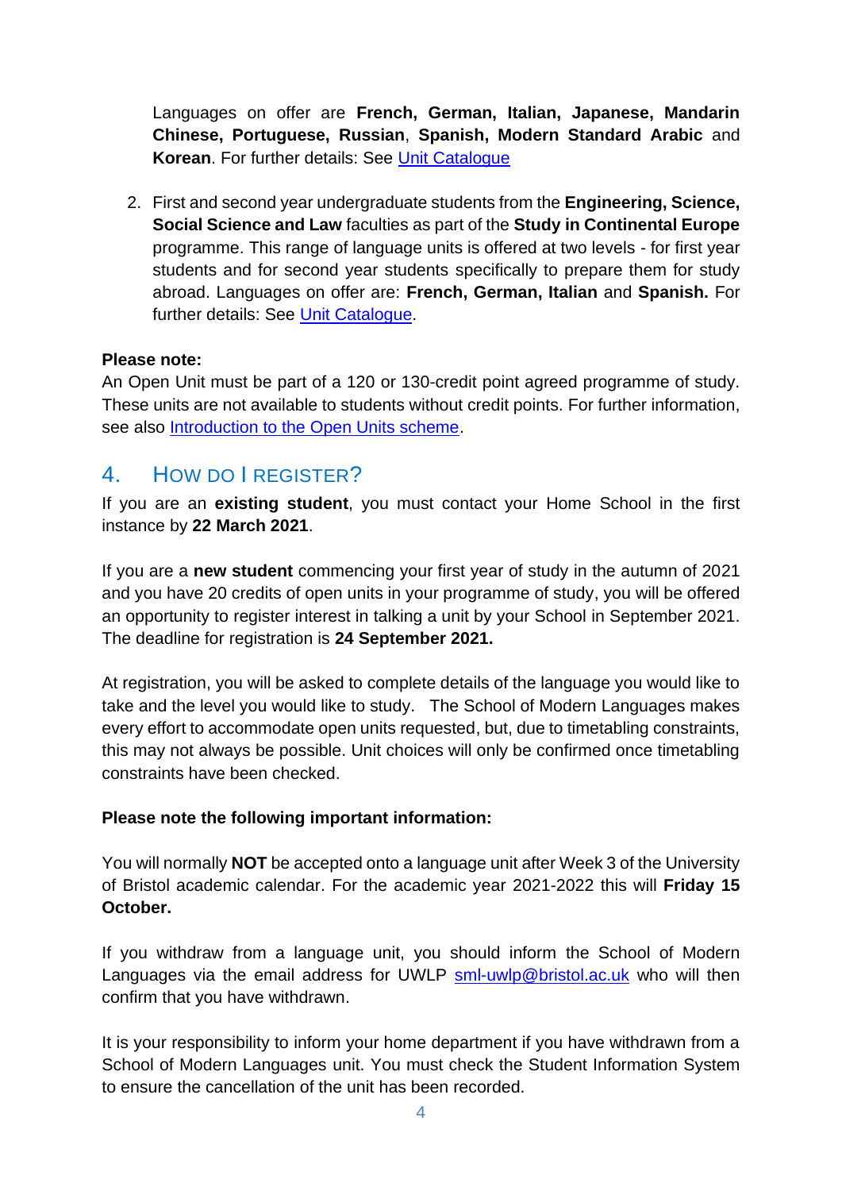Languages on offer are **French, German, Italian, Japanese, Mandarin Chinese, Portuguese, Russian**, **Spanish, Modern Standard Arabic** and **Korean**. For further details: See [Unit Catalogue]()

2. First and second year undergraduate students from the **Engineering, Science, Social Science and Law** faculties as part of the **Study in Continental Europe** programme. This range of language units is offered at two levels - for first year students and for second year students specifically to prepare them for study abroad. Languages on offer are: **French, German, Italian** and **Spanish.** For further details: See [Unit Catalogue]().

**Please note:**
An Open Unit must be part of a 120 or 130-credit point agreed programme of study. These units are not available to students without credit points. For further information, see also [Introduction to the Open Units scheme]().

## 4. How do I register?

If you are an **existing student**, you must contact your Home School in the first instance by **22 March 2021**.

If you are a **new student** commencing your first year of study in the autumn of 2021 and you have 20 credits of open units in your programme of study, you will be offered an opportunity to register interest in talking a unit by your School in September 2021. The deadline for registration is **24 September 2021.**

At registration, you will be asked to complete details of the language you would like to take and the level you would like to study. The School of Modern Languages makes every effort to accommodate open units requested, but, due to timetabling constraints, this may not always be possible. Unit choices will only be confirmed once timetabling constraints have been checked.

**Please note the following important information:**

You will normally **NOT** be accepted onto a language unit after Week 3 of the University of Bristol academic calendar. For the academic year 2021-2022 this will **Friday 15 October.**

If you withdraw from a language unit, you should inform the School of Modern Languages via the email address for UWLP [sml-uwlp@bristol.ac.uk](mailto:sml-uwlp@bristol.ac.uk) who will then confirm that you have withdrawn.

It is your responsibility to inform your home department if you have withdrawn from a School of Modern Languages unit. You must check the Student Information System to ensure the cancellation of the unit has been recorded.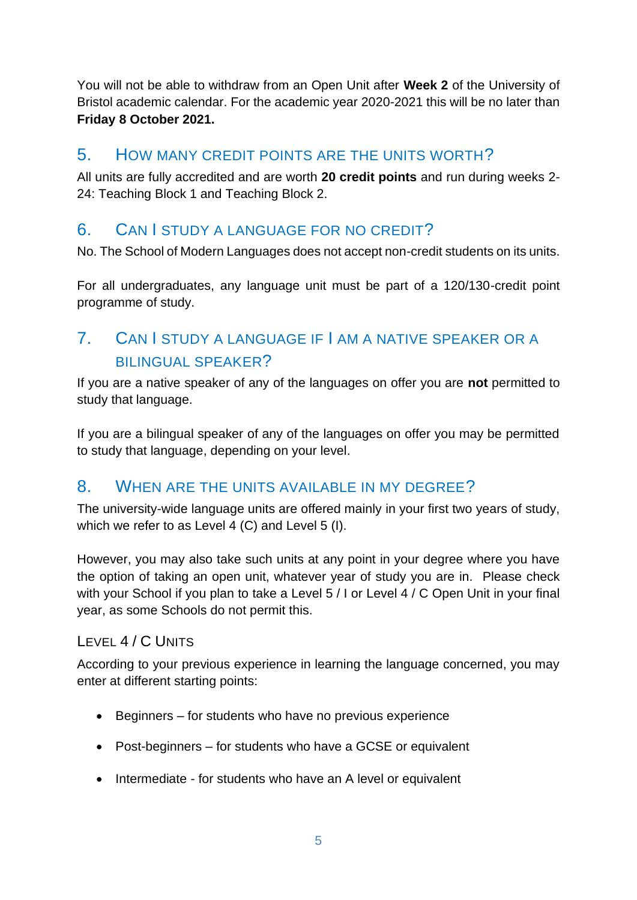You will not be able to withdraw from an Open Unit after **Week 2** of the University of Bristol academic calendar. For the academic year 2020-2021 this will be no later than **Friday 8 October 2021.**

## 5. How many credit points are the units worth?

All units are fully accredited and are worth **20 credit points** and run during weeks 2-24: Teaching Block 1 and Teaching Block 2.

## 6. Can I study a language for no credit?

No. The School of Modern Languages does not accept non-credit students on its units.

For all undergraduates, any language unit must be part of a 120/130-credit point programme of study.

## 7. Can I study a language if I am a native speaker or a bilingual speaker?

If you are a native speaker of any of the languages on offer you are **not** permitted to study that language.

If you are a bilingual speaker of any of the languages on offer you may be permitted to study that language, depending on your level.

## 8. When are the units available in my degree?

The university-wide language units are offered mainly in your first two years of study, which we refer to as Level 4 (C) and Level 5 (I).

However, you may also take such units at any point in your degree where you have the option of taking an open unit, whatever year of study you are in. Please check with your School if you plan to take a Level 5 / I or Level 4 / C Open Unit in your final year, as some Schools do not permit this.

### Level 4 / C Units

According to your previous experience in learning the language concerned, you may enter at different starting points:

- Beginners – for students who have no previous experience
- Post-beginners – for students who have a GCSE or equivalent
- Intermediate - for students who have an A level or equivalent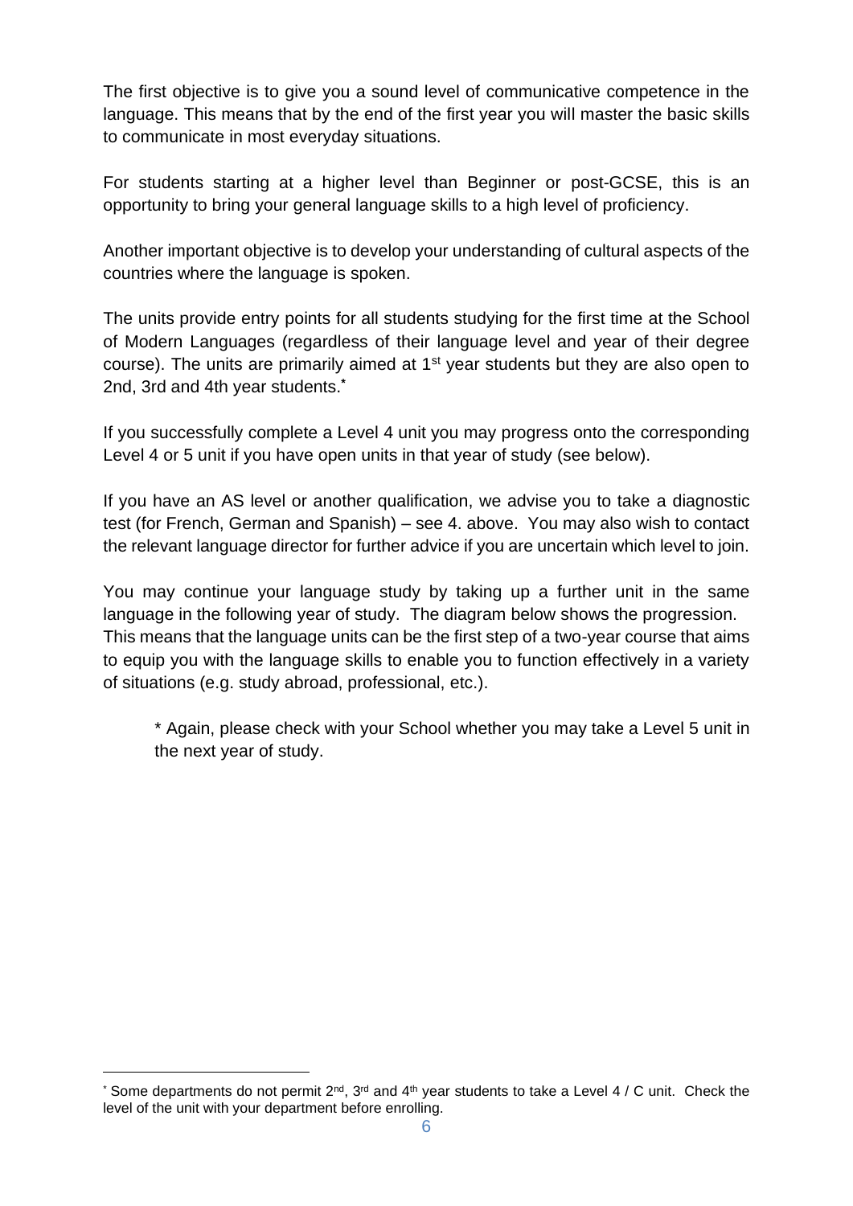The first objective is to give you a sound level of communicative competence in the language. This means that by the end of the first year you will master the basic skills to communicate in most everyday situations.

For students starting at a higher level than Beginner or post-GCSE, this is an opportunity to bring your general language skills to a high level of proficiency.

Another important objective is to develop your understanding of cultural aspects of the countries where the language is spoken.

The units provide entry points for all students studying for the first time at the School of Modern Languages (regardless of their language level and year of their degree course). The units are primarily aimed at 1st year students but they are also open to 2nd, 3rd and 4th year students.[*]

If you successfully complete a Level 4 unit you may progress onto the corresponding Level 4 or 5 unit if you have open units in that year of study (see below).

If you have an AS level or another qualification, we advise you to take a diagnostic test (for French, German and Spanish) – see 4. above. You may also wish to contact the relevant language director for further advice if you are uncertain which level to join.

You may continue your language study by taking up a further unit in the same language in the following year of study. The diagram below shows the progression. This means that the language units can be the first step of a two-year course that aims to equip you with the language skills to enable you to function effectively in a variety of situations (e.g. study abroad, professional, etc.).

> * Again, please check with your School whether you may take a Level 5 unit in the next year of study.

---

[*] Some departments do not permit 2nd, 3rd and 4th year students to take a Level 4 / C unit. Check the level of the unit with your department before enrolling.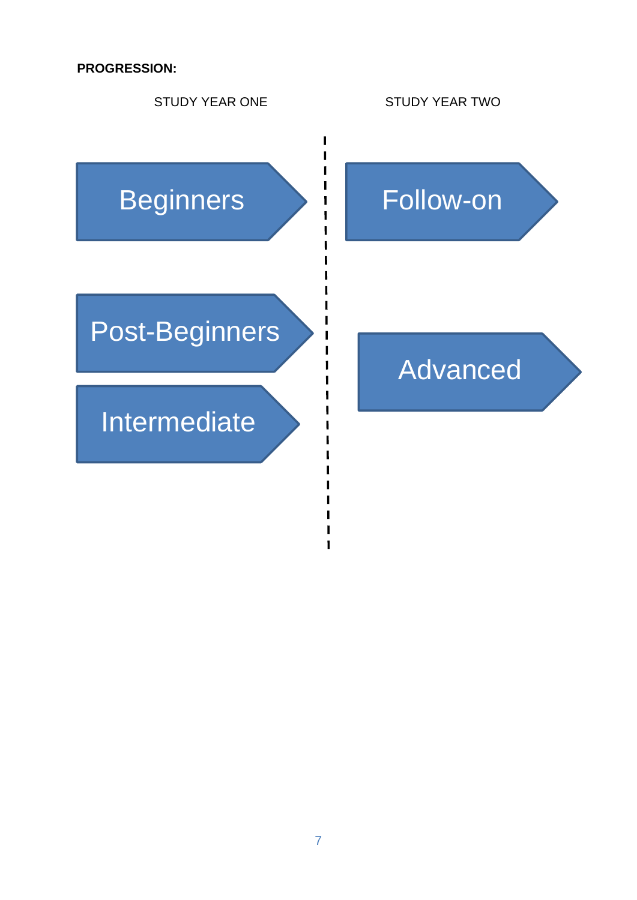**PROGRESSION:**

| STUDY YEAR ONE | STUDY YEAR TWO |
| --- | --- |
| Beginners | Follow-on |
| Post-Beginners | Advanced |
| Intermediate | |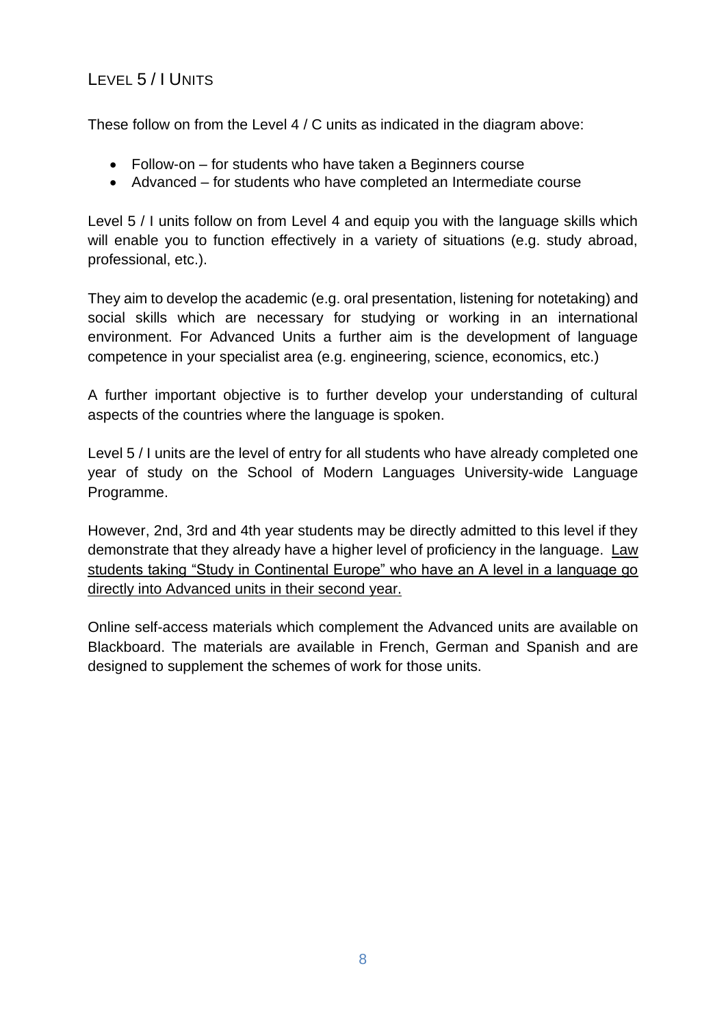## Level 5 / I Units

These follow on from the Level 4 / C units as indicated in the diagram above:

- Follow-on – for students who have taken a Beginners course
- Advanced – for students who have completed an Intermediate course

Level 5 / I units follow on from Level 4 and equip you with the language skills which will enable you to function effectively in a variety of situations (e.g. study abroad, professional, etc.).

They aim to develop the academic (e.g. oral presentation, listening for notetaking) and social skills which are necessary for studying or working in an international environment. For Advanced Units a further aim is the development of language competence in your specialist area (e.g. engineering, science, economics, etc.)

A further important objective is to further develop your understanding of cultural aspects of the countries where the language is spoken.

Level 5 / I units are the level of entry for all students who have already completed one year of study on the School of Modern Languages University-wide Language Programme.

However, 2nd, 3rd and 4th year students may be directly admitted to this level if they demonstrate that they already have a higher level of proficiency in the language. <u>Law students taking "Study in Continental Europe" who have an A level in a language go directly into Advanced units in their second year.</u>

Online self-access materials which complement the Advanced units are available on Blackboard. The materials are available in French, German and Spanish and are designed to supplement the schemes of work for those units.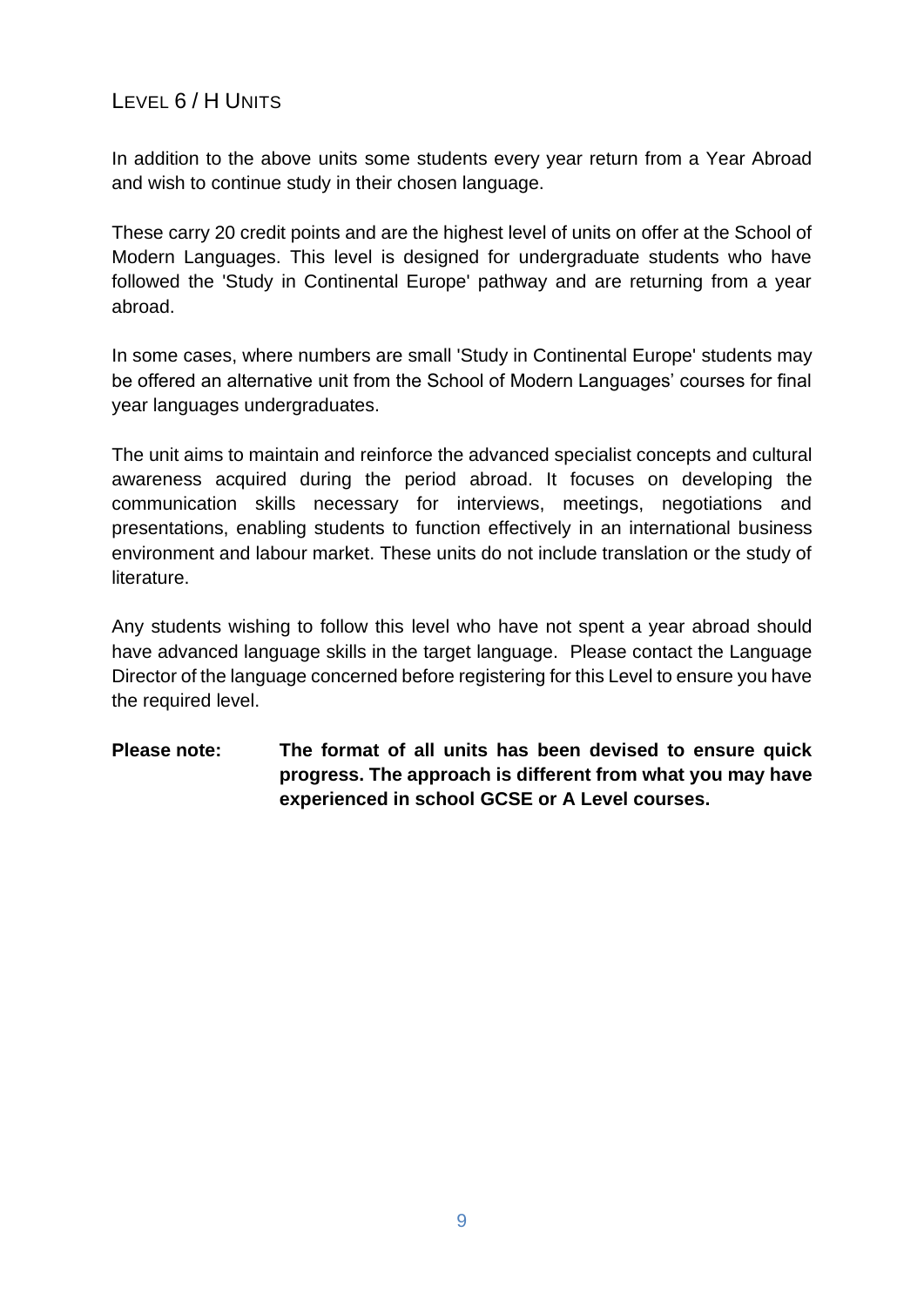## Level 6 / H Units

In addition to the above units some students every year return from a Year Abroad and wish to continue study in their chosen language.

These carry 20 credit points and are the highest level of units on offer at the School of Modern Languages. This level is designed for undergraduate students who have followed the 'Study in Continental Europe' pathway and are returning from a year abroad.

In some cases, where numbers are small 'Study in Continental Europe' students may be offered an alternative unit from the School of Modern Languages' courses for final year languages undergraduates.

The unit aims to maintain and reinforce the advanced specialist concepts and cultural awareness acquired during the period abroad. It focuses on developing the communication skills necessary for interviews, meetings, negotiations and presentations, enabling students to function effectively in an international business environment and labour market. These units do not include translation or the study of literature.

Any students wishing to follow this level who have not spent a year abroad should have advanced language skills in the target language. Please contact the Language Director of the language concerned before registering for this Level to ensure you have the required level.

**Please note:** **The format of all units has been devised to ensure quick progress. The approach is different from what you may have experienced in school GCSE or A Level courses.**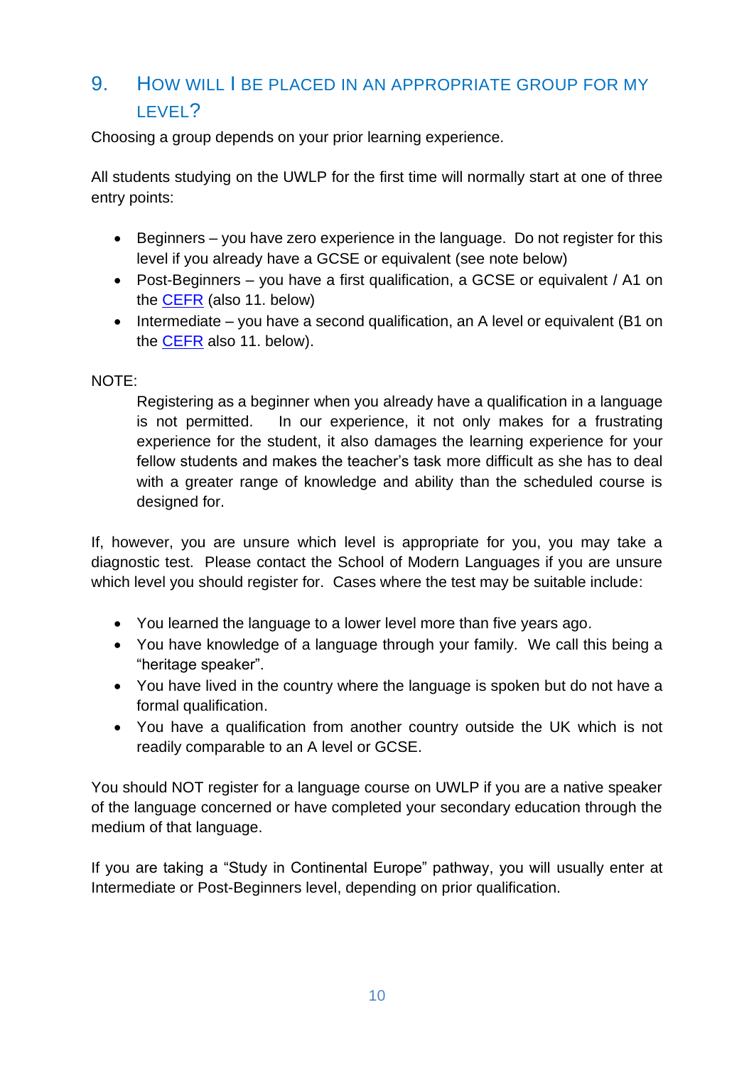## 9. How will I be placed in an appropriate group for my level?

Choosing a group depends on your prior learning experience.

All students studying on the UWLP for the first time will normally start at one of three entry points:

- Beginners – you have zero experience in the language. Do not register for this level if you already have a GCSE or equivalent (see note below)
- Post-Beginners – you have a first qualification, a GCSE or equivalent / A1 on the CEFR (also 11. below)
- Intermediate – you have a second qualification, an A level or equivalent (B1 on the CEFR also 11. below).

NOTE:

> Registering as a beginner when you already have a qualification in a language is not permitted. In our experience, it not only makes for a frustrating experience for the student, it also damages the learning experience for your fellow students and makes the teacher's task more difficult as she has to deal with a greater range of knowledge and ability than the scheduled course is designed for.

If, however, you are unsure which level is appropriate for you, you may take a diagnostic test. Please contact the School of Modern Languages if you are unsure which level you should register for. Cases where the test may be suitable include:

- You learned the language to a lower level more than five years ago.
- You have knowledge of a language through your family. We call this being a "heritage speaker".
- You have lived in the country where the language is spoken but do not have a formal qualification.
- You have a qualification from another country outside the UK which is not readily comparable to an A level or GCSE.

You should NOT register for a language course on UWLP if you are a native speaker of the language concerned or have completed your secondary education through the medium of that language.

If you are taking a "Study in Continental Europe" pathway, you will usually enter at Intermediate or Post-Beginners level, depending on prior qualification.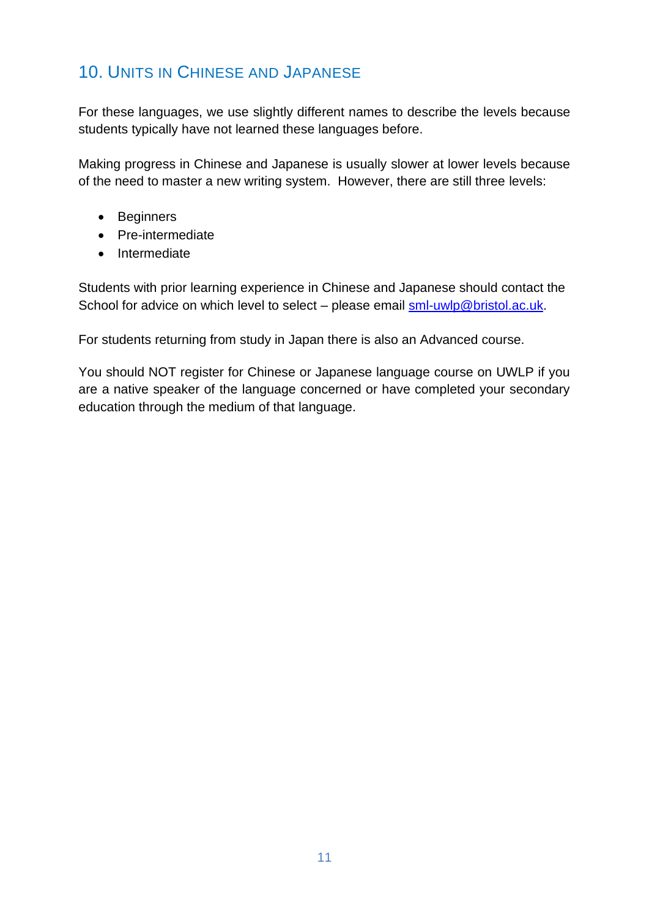## 10. Units in Chinese and Japanese

For these languages, we use slightly different names to describe the levels because students typically have not learned these languages before.

Making progress in Chinese and Japanese is usually slower at lower levels because of the need to master a new writing system. However, there are still three levels:

- Beginners
- Pre-intermediate
- Intermediate

Students with prior learning experience in Chinese and Japanese should contact the School for advice on which level to select – please email sml-uwlp@bristol.ac.uk.

For students returning from study in Japan there is also an Advanced course.

You should NOT register for Chinese or Japanese language course on UWLP if you are a native speaker of the language concerned or have completed your secondary education through the medium of that language.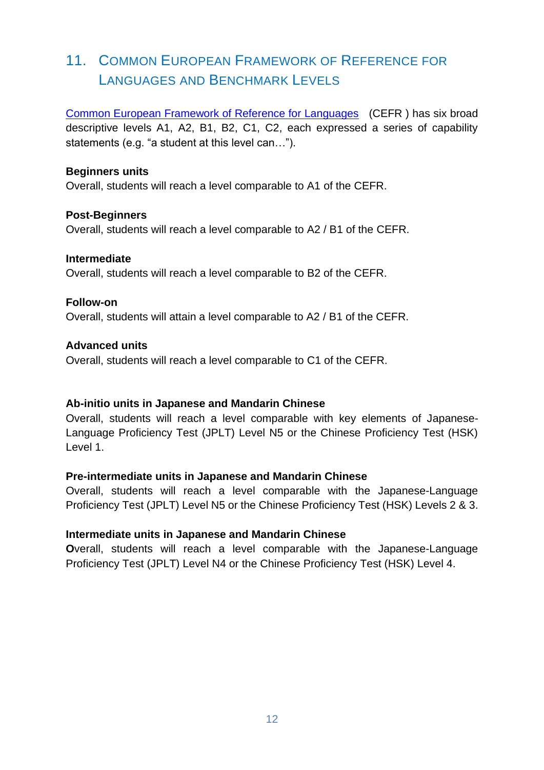## 11. Common European Framework of Reference for Languages and Benchmark Levels

Common European Framework of Reference for Languages (CEFR ) has six broad descriptive levels A1, A2, B1, B2, C1, C2, each expressed a series of capability statements (e.g. "a student at this level can…").

**Beginners units**
Overall, students will reach a level comparable to A1 of the CEFR.

**Post-Beginners**
Overall, students will reach a level comparable to A2 / B1 of the CEFR.

**Intermediate**
Overall, students will reach a level comparable to B2 of the CEFR.

**Follow-on**
Overall, students will attain a level comparable to A2 / B1 of the CEFR.

**Advanced units**
Overall, students will reach a level comparable to C1 of the CEFR.

**Ab-initio units in Japanese and Mandarin Chinese**
Overall, students will reach a level comparable with key elements of Japanese-Language Proficiency Test (JPLT) Level N5 or the Chinese Proficiency Test (HSK) Level 1.

**Pre-intermediate units in Japanese and Mandarin Chinese**
Overall, students will reach a level comparable with the Japanese-Language Proficiency Test (JPLT) Level N5 or the Chinese Proficiency Test (HSK) Levels 2 & 3.

**Intermediate units in Japanese and Mandarin Chinese**
**O**verall, students will reach a level comparable with the Japanese-Language Proficiency Test (JPLT) Level N4 or the Chinese Proficiency Test (HSK) Level 4.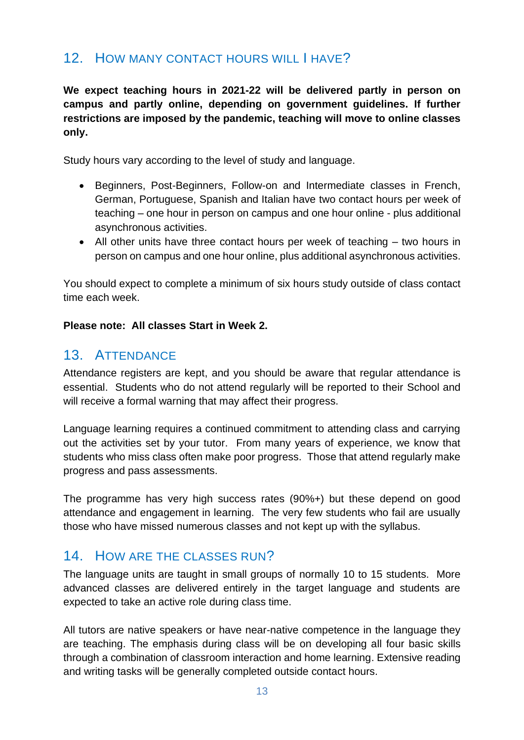## 12. How many contact hours will I have?

**We expect teaching hours in 2021-22 will be delivered partly in person on campus and partly online, depending on government guidelines. If further restrictions are imposed by the pandemic, teaching will move to online classes only.**

Study hours vary according to the level of study and language.

- Beginners, Post-Beginners, Follow-on and Intermediate classes in French, German, Portuguese, Spanish and Italian have two contact hours per week of teaching – one hour in person on campus and one hour online - plus additional asynchronous activities.
- All other units have three contact hours per week of teaching – two hours in person on campus and one hour online, plus additional asynchronous activities.

You should expect to complete a minimum of six hours study outside of class contact time each week.

**Please note: All classes Start in Week 2.**

## 13. Attendance

Attendance registers are kept, and you should be aware that regular attendance is essential. Students who do not attend regularly will be reported to their School and will receive a formal warning that may affect their progress.

Language learning requires a continued commitment to attending class and carrying out the activities set by your tutor. From many years of experience, we know that students who miss class often make poor progress. Those that attend regularly make progress and pass assessments.

The programme has very high success rates (90%+) but these depend on good attendance and engagement in learning. The very few students who fail are usually those who have missed numerous classes and not kept up with the syllabus.

## 14. How are the classes run?

The language units are taught in small groups of normally 10 to 15 students. More advanced classes are delivered entirely in the target language and students are expected to take an active role during class time.

All tutors are native speakers or have near-native competence in the language they are teaching. The emphasis during class will be on developing all four basic skills through a combination of classroom interaction and home learning. Extensive reading and writing tasks will be generally completed outside contact hours.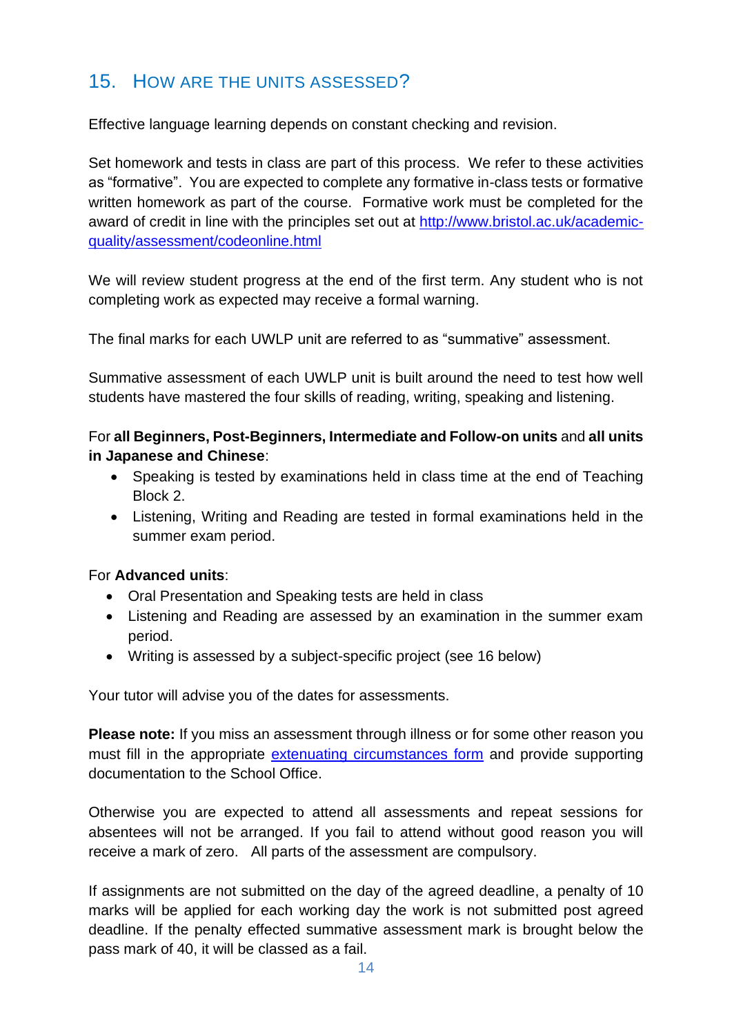## 15. How are the units assessed?

Effective language learning depends on constant checking and revision.

Set homework and tests in class are part of this process. We refer to these activities as "formative". You are expected to complete any formative in-class tests or formative written homework as part of the course. Formative work must be completed for the award of credit in line with the principles set out at [http://www.bristol.ac.uk/academic-quality/assessment/codeonline.html](http://www.bristol.ac.uk/academic-quality/assessment/codeonline.html)

We will review student progress at the end of the first term. Any student who is not completing work as expected may receive a formal warning.

The final marks for each UWLP unit are referred to as "summative" assessment.

Summative assessment of each UWLP unit is built around the need to test how well students have mastered the four skills of reading, writing, speaking and listening.

For **all Beginners, Post-Beginners, Intermediate and Follow-on units** and **all units in Japanese and Chinese**:

- Speaking is tested by examinations held in class time at the end of Teaching Block 2.
- Listening, Writing and Reading are tested in formal examinations held in the summer exam period.

For **Advanced units**:

- Oral Presentation and Speaking tests are held in class
- Listening and Reading are assessed by an examination in the summer exam period.
- Writing is assessed by a subject-specific project (see 16 below)

Your tutor will advise you of the dates for assessments.

**Please note:** If you miss an assessment through illness or for some other reason you must fill in the appropriate extenuating circumstances form and provide supporting documentation to the School Office.

Otherwise you are expected to attend all assessments and repeat sessions for absentees will not be arranged. If you fail to attend without good reason you will receive a mark of zero. All parts of the assessment are compulsory.

If assignments are not submitted on the day of the agreed deadline, a penalty of 10 marks will be applied for each working day the work is not submitted post agreed deadline. If the penalty effected summative assessment mark is brought below the pass mark of 40, it will be classed as a fail.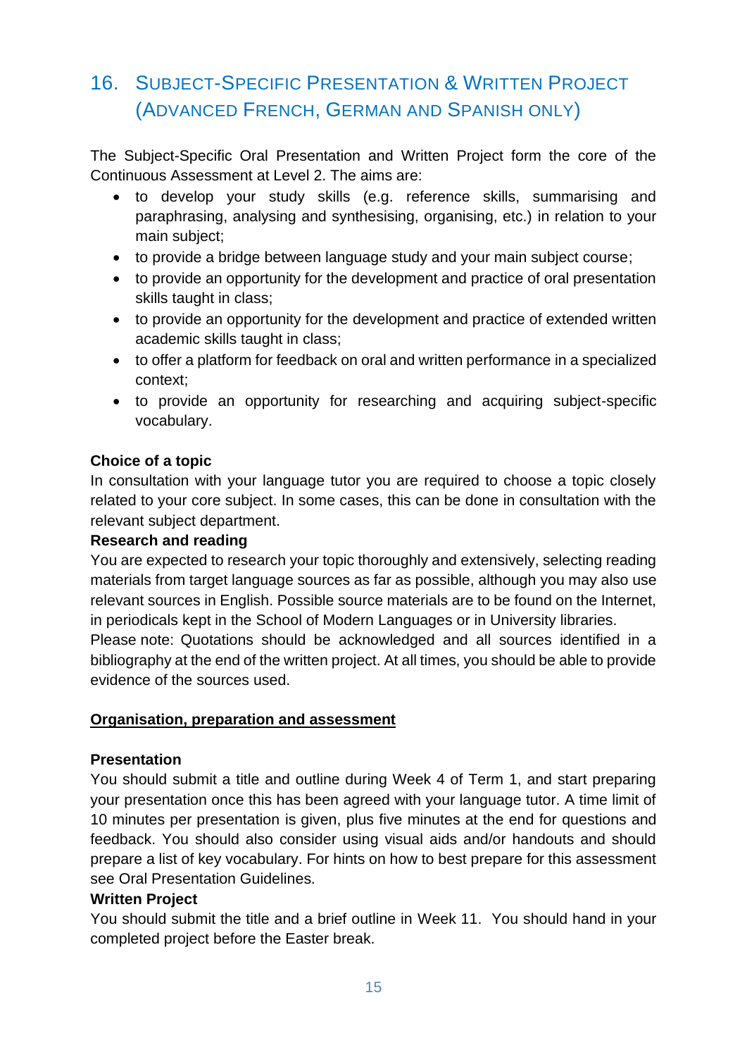## 16. Subject-Specific Presentation & Written Project (Advanced French, German and Spanish only)

The Subject-Specific Oral Presentation and Written Project form the core of the Continuous Assessment at Level 2. The aims are:

- to develop your study skills (e.g. reference skills, summarising and paraphrasing, analysing and synthesising, organising, etc.) in relation to your main subject;
- to provide a bridge between language study and your main subject course;
- to provide an opportunity for the development and practice of oral presentation skills taught in class;
- to provide an opportunity for the development and practice of extended written academic skills taught in class;
- to offer a platform for feedback on oral and written performance in a specialized context;
- to provide an opportunity for researching and acquiring subject-specific vocabulary.

**Choice of a topic**

In consultation with your language tutor you are required to choose a topic closely related to your core subject. In some cases, this can be done in consultation with the relevant subject department.

**Research and reading**

You are expected to research your topic thoroughly and extensively, selecting reading materials from target language sources as far as possible, although you may also use relevant sources in English. Possible source materials are to be found on the Internet, in periodicals kept in the School of Modern Languages or in University libraries.

Please note: Quotations should be acknowledged and all sources identified in a bibliography at the end of the written project. At all times, you should be able to provide evidence of the sources used.

**Organisation, preparation and assessment**

**Presentation**

You should submit a title and outline during Week 4 of Term 1, and start preparing your presentation once this has been agreed with your language tutor. A time limit of 10 minutes per presentation is given, plus five minutes at the end for questions and feedback. You should also consider using visual aids and/or handouts and should prepare a list of key vocabulary. For hints on how to best prepare for this assessment see Oral Presentation Guidelines.

**Written Project**

You should submit the title and a brief outline in Week 11. You should hand in your completed project before the Easter break.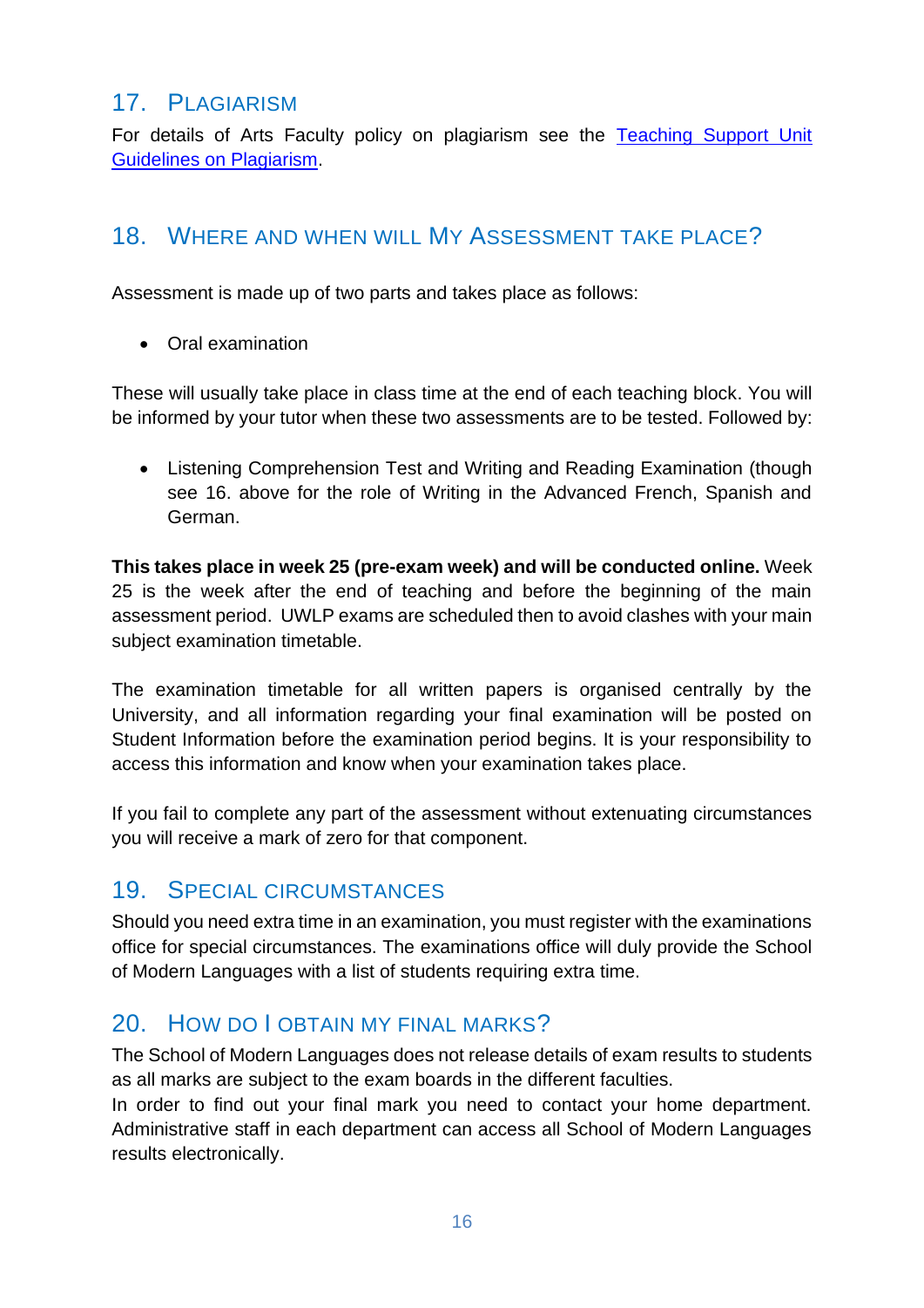## 17. Plagiarism

For details of Arts Faculty policy on plagiarism see the [Teaching Support Unit Guidelines on Plagiarism](#).

## 18. Where and when will My Assessment take place?

Assessment is made up of two parts and takes place as follows:

- Oral examination

These will usually take place in class time at the end of each teaching block. You will be informed by your tutor when these two assessments are to be tested. Followed by:

- Listening Comprehension Test and Writing and Reading Examination (though see 16. above for the role of Writing in the Advanced French, Spanish and German.

**This takes place in week 25 (pre-exam week) and will be conducted online.** Week 25 is the week after the end of teaching and before the beginning of the main assessment period. UWLP exams are scheduled then to avoid clashes with your main subject examination timetable.

The examination timetable for all written papers is organised centrally by the University, and all information regarding your final examination will be posted on Student Information before the examination period begins. It is your responsibility to access this information and know when your examination takes place.

If you fail to complete any part of the assessment without extenuating circumstances you will receive a mark of zero for that component.

## 19. Special circumstances

Should you need extra time in an examination, you must register with the examinations office for special circumstances. The examinations office will duly provide the School of Modern Languages with a list of students requiring extra time.

## 20. How do I obtain my final marks?

The School of Modern Languages does not release details of exam results to students as all marks are subject to the exam boards in the different faculties.

In order to find out your final mark you need to contact your home department. Administrative staff in each department can access all School of Modern Languages results electronically.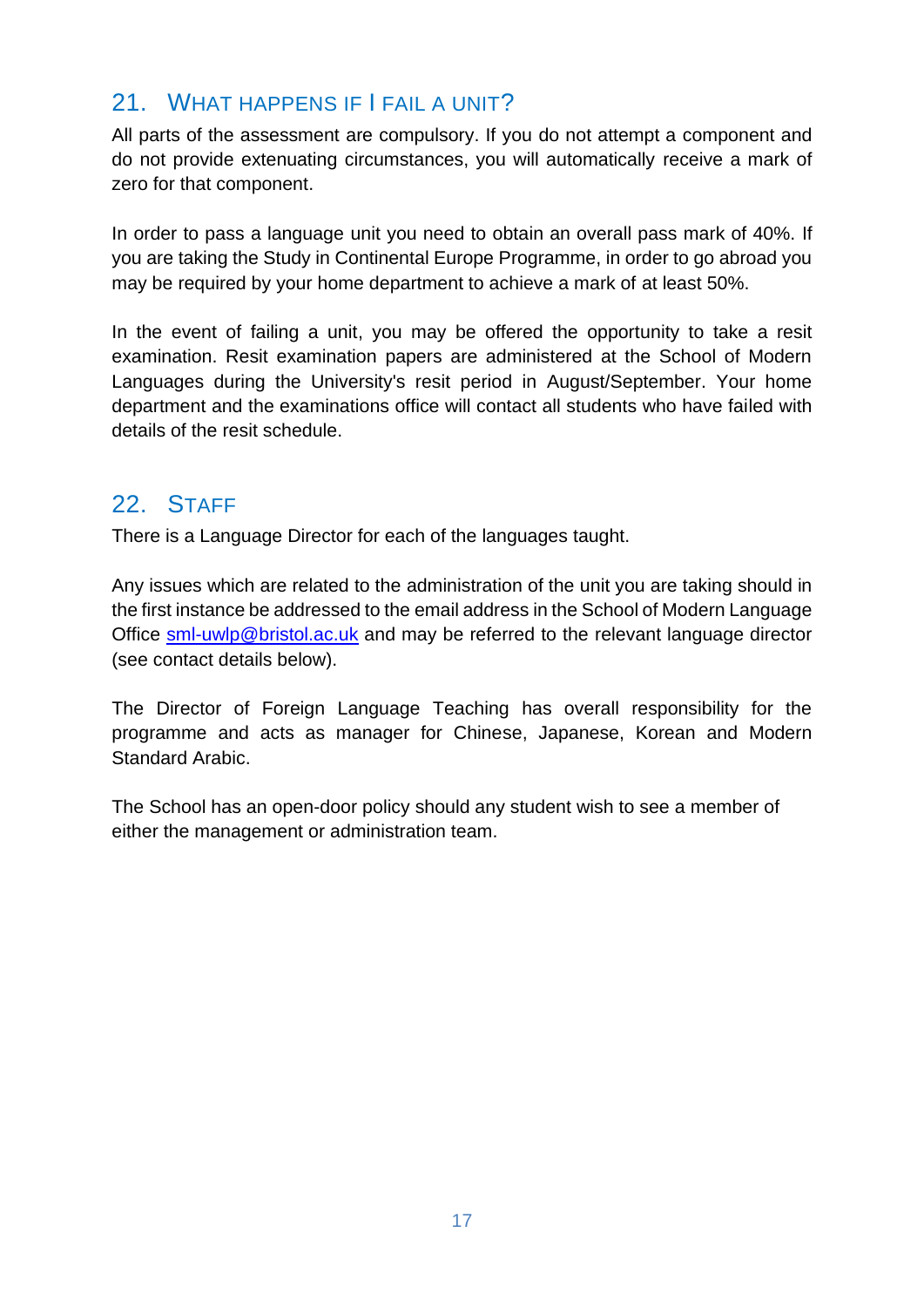## 21. What happens if I fail a unit?

All parts of the assessment are compulsory. If you do not attempt a component and do not provide extenuating circumstances, you will automatically receive a mark of zero for that component.

In order to pass a language unit you need to obtain an overall pass mark of 40%. If you are taking the Study in Continental Europe Programme, in order to go abroad you may be required by your home department to achieve a mark of at least 50%.

In the event of failing a unit, you may be offered the opportunity to take a resit examination. Resit examination papers are administered at the School of Modern Languages during the University's resit period in August/September. Your home department and the examinations office will contact all students who have failed with details of the resit schedule.

## 22. Staff

There is a Language Director for each of the languages taught.

Any issues which are related to the administration of the unit you are taking should in the first instance be addressed to the email address in the School of Modern Language Office sml-uwlp@bristol.ac.uk and may be referred to the relevant language director (see contact details below).

The Director of Foreign Language Teaching has overall responsibility for the programme and acts as manager for Chinese, Japanese, Korean and Modern Standard Arabic.

The School has an open-door policy should any student wish to see a member of either the management or administration team.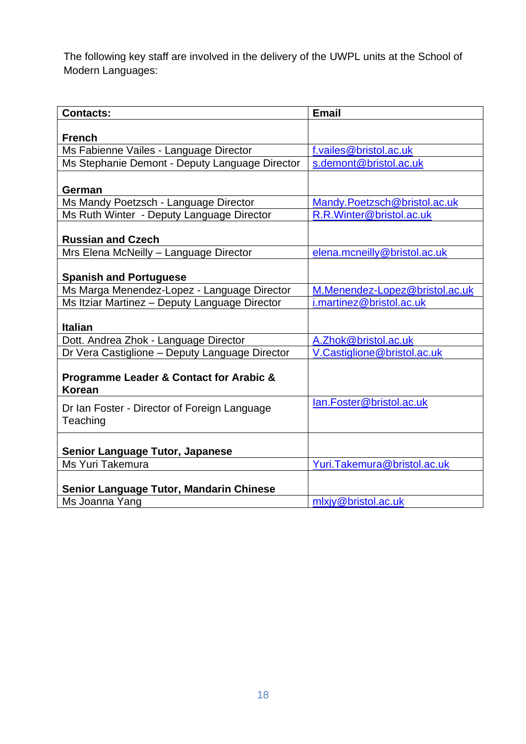The following key staff are involved in the delivery of the UWPL units at the School of Modern Languages:

| **Contacts:** | **Email** |
|---|---|
| **French** | |
| Ms Fabienne Vailes - Language Director | f.vailes@bristol.ac.uk |
| Ms Stephanie Demont - Deputy Language Director | s.demont@bristol.ac.uk |
| **German** | |
| Ms Mandy Poetzsch - Language Director | Mandy.Poetzsch@bristol.ac.uk |
| Ms Ruth Winter - Deputy Language Director | R.R.Winter@bristol.ac.uk |
| **Russian and Czech** | |
| Mrs Elena McNeilly – Language Director | elena.mcneilly@bristol.ac.uk |
| **Spanish and Portuguese** | |
| Ms Marga Menendez-Lopez - Language Director | M.Menendez-Lopez@bristol.ac.uk |
| Ms Itziar Martinez – Deputy Language Director | i.martinez@bristol.ac.uk |
| **Italian** | |
| Dott. Andrea Zhok - Language Director | A.Zhok@bristol.ac.uk |
| Dr Vera Castiglione – Deputy Language Director | V.Castiglione@bristol.ac.uk |
| **Programme Leader & Contact for Arabic & Korean** | |
| Dr Ian Foster - Director of Foreign Language Teaching | Ian.Foster@bristol.ac.uk |
| **Senior Language Tutor, Japanese** | |
| Ms Yuri Takemura | Yuri.Takemura@bristol.ac.uk |
| **Senior Language Tutor, Mandarin Chinese** | |
| Ms Joanna Yang | mlxjy@bristol.ac.uk |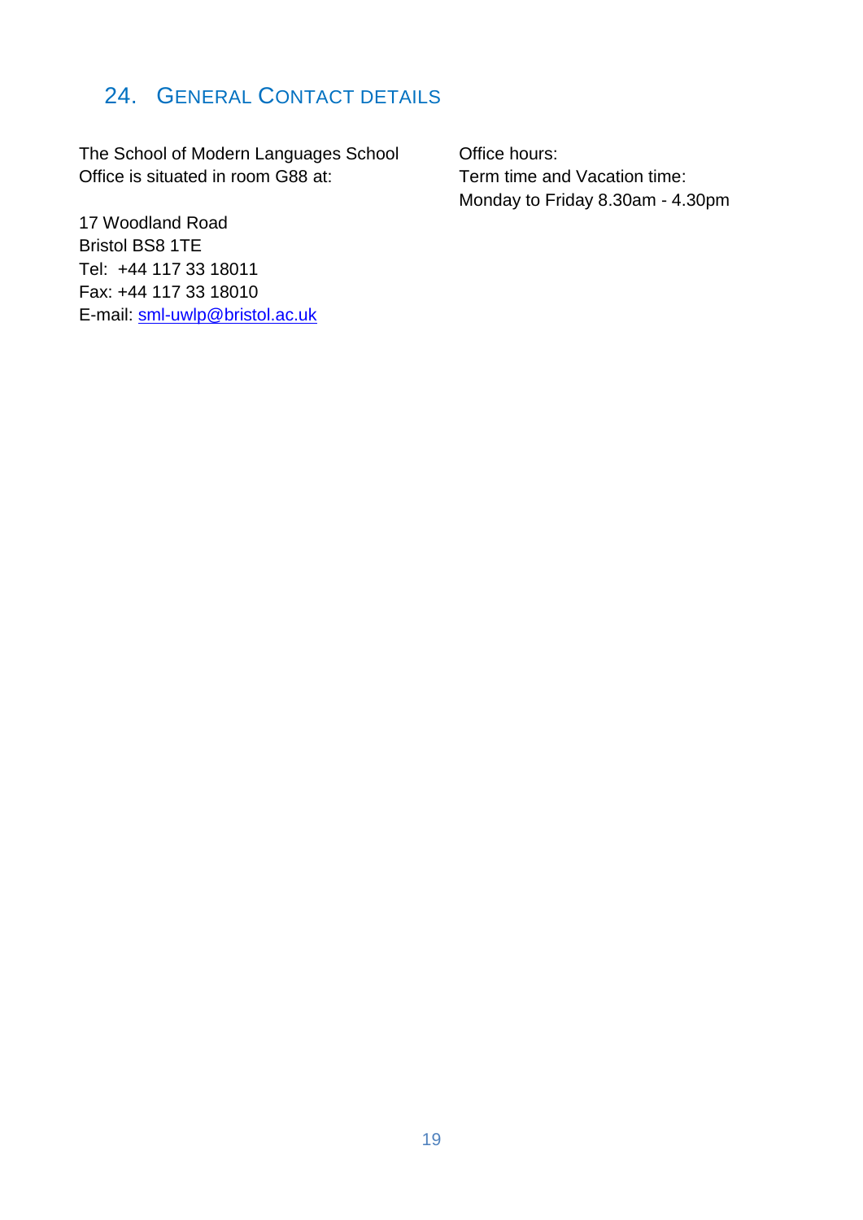## 24. General Contact details

The School of Modern Languages School Office is situated in room G88 at:

17 Woodland Road
Bristol BS8 1TE
Tel: +44 117 33 18011
Fax: +44 117 33 18010
E-mail: sml-uwlp@bristol.ac.uk

Office hours:
Term time and Vacation time:
Monday to Friday 8.30am - 4.30pm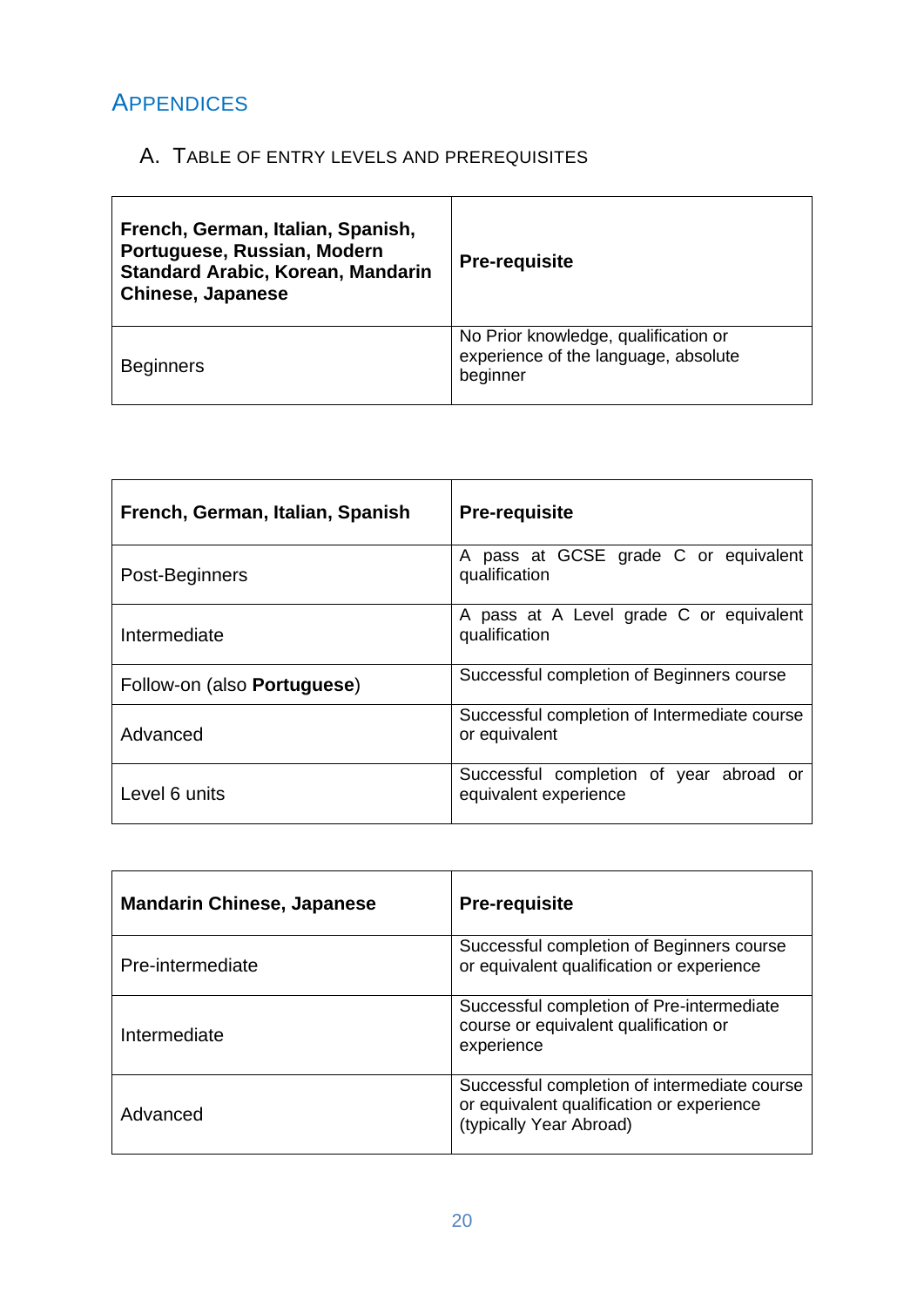# Appendices

## A. Table of Entry Levels and Prerequisites

| **French, German, Italian, Spanish, Portuguese, Russian, Modern Standard Arabic, Korean, Mandarin Chinese, Japanese** | **Pre-requisite** |
|---|---|
| Beginners | No Prior knowledge, qualification or experience of the language, absolute beginner |

| **French, German, Italian, Spanish** | **Pre-requisite** |
|---|---|
| Post-Beginners | A pass at GCSE grade C or equivalent qualification |
| Intermediate | A pass at A Level grade C or equivalent qualification |
| Follow-on (also **Portuguese**) | Successful completion of Beginners course |
| Advanced | Successful completion of Intermediate course or equivalent |
| Level 6 units | Successful completion of year abroad or equivalent experience |

| **Mandarin Chinese, Japanese** | **Pre-requisite** |
|---|---|
| Pre-intermediate | Successful completion of Beginners course or equivalent qualification or experience |
| Intermediate | Successful completion of Pre-intermediate course or equivalent qualification or experience |
| Advanced | Successful completion of intermediate course or equivalent qualification or experience (typically Year Abroad) |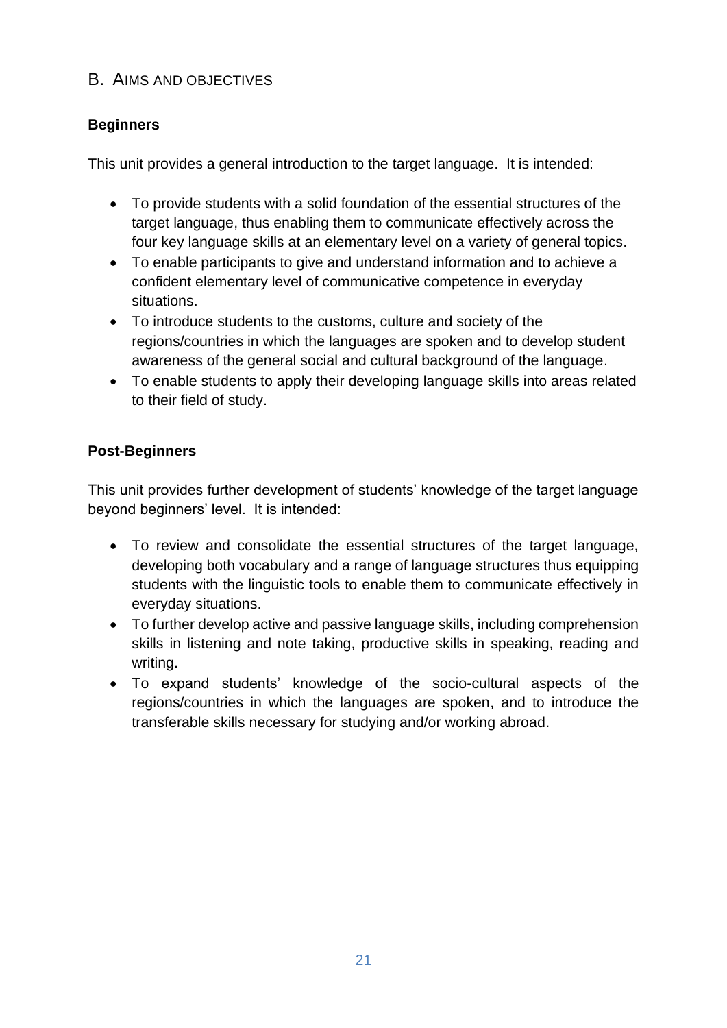## B. Aims and Objectives

### Beginners

This unit provides a general introduction to the target language. It is intended:

- To provide students with a solid foundation of the essential structures of the target language, thus enabling them to communicate effectively across the four key language skills at an elementary level on a variety of general topics.
- To enable participants to give and understand information and to achieve a confident elementary level of communicative competence in everyday situations.
- To introduce students to the customs, culture and society of the regions/countries in which the languages are spoken and to develop student awareness of the general social and cultural background of the language.
- To enable students to apply their developing language skills into areas related to their field of study.

### Post-Beginners

This unit provides further development of students' knowledge of the target language beyond beginners' level. It is intended:

- To review and consolidate the essential structures of the target language, developing both vocabulary and a range of language structures thus equipping students with the linguistic tools to enable them to communicate effectively in everyday situations.
- To further develop active and passive language skills, including comprehension skills in listening and note taking, productive skills in speaking, reading and writing.
- To expand students' knowledge of the socio-cultural aspects of the regions/countries in which the languages are spoken, and to introduce the transferable skills necessary for studying and/or working abroad.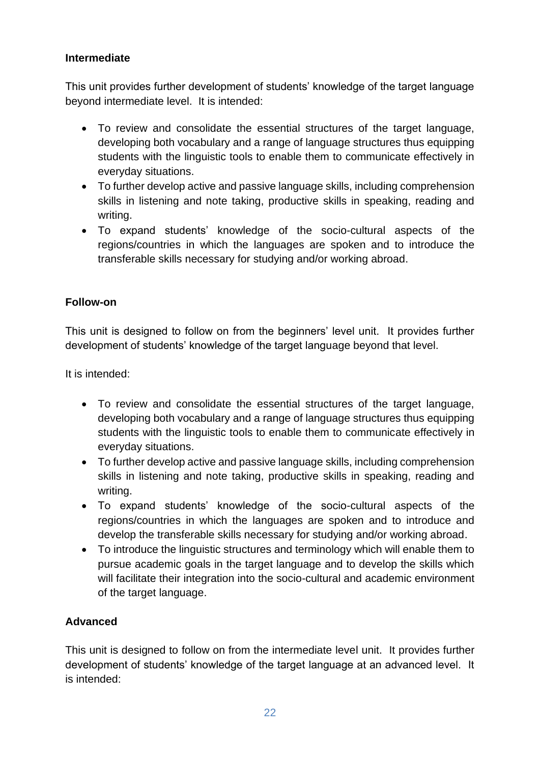**Intermediate**

This unit provides further development of students' knowledge of the target language beyond intermediate level. It is intended:

- To review and consolidate the essential structures of the target language, developing both vocabulary and a range of language structures thus equipping students with the linguistic tools to enable them to communicate effectively in everyday situations.
- To further develop active and passive language skills, including comprehension skills in listening and note taking, productive skills in speaking, reading and writing.
- To expand students' knowledge of the socio-cultural aspects of the regions/countries in which the languages are spoken and to introduce the transferable skills necessary for studying and/or working abroad.

**Follow-on**

This unit is designed to follow on from the beginners' level unit. It provides further development of students' knowledge of the target language beyond that level.

It is intended:

- To review and consolidate the essential structures of the target language, developing both vocabulary and a range of language structures thus equipping students with the linguistic tools to enable them to communicate effectively in everyday situations.
- To further develop active and passive language skills, including comprehension skills in listening and note taking, productive skills in speaking, reading and writing.
- To expand students' knowledge of the socio-cultural aspects of the regions/countries in which the languages are spoken and to introduce and develop the transferable skills necessary for studying and/or working abroad.
- To introduce the linguistic structures and terminology which will enable them to pursue academic goals in the target language and to develop the skills which will facilitate their integration into the socio-cultural and academic environment of the target language.

**Advanced**

This unit is designed to follow on from the intermediate level unit. It provides further development of students' knowledge of the target language at an advanced level. It is intended: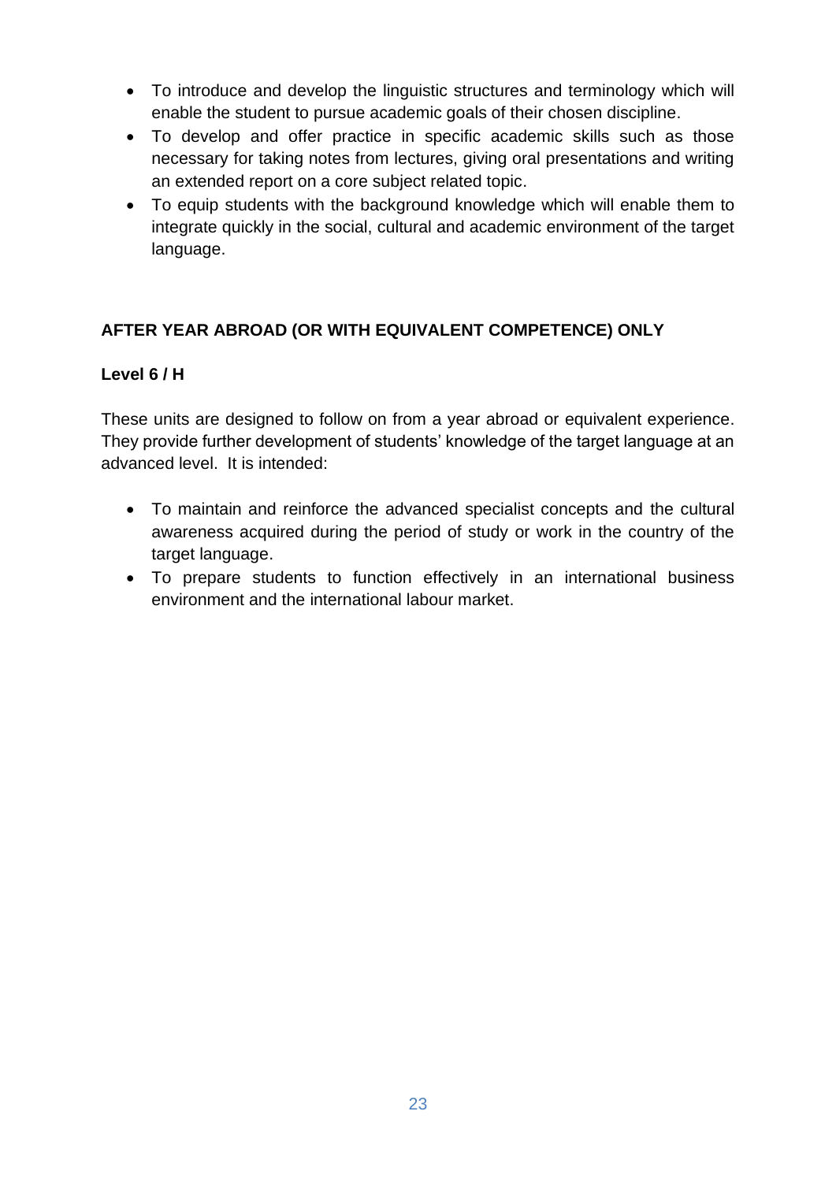- To introduce and develop the linguistic structures and terminology which will enable the student to pursue academic goals of their chosen discipline.
- To develop and offer practice in specific academic skills such as those necessary for taking notes from lectures, giving oral presentations and writing an extended report on a core subject related topic.
- To equip students with the background knowledge which will enable them to integrate quickly in the social, cultural and academic environment of the target language.

## AFTER YEAR ABROAD (OR WITH EQUIVALENT COMPETENCE) ONLY

### Level 6 / H

These units are designed to follow on from a year abroad or equivalent experience. They provide further development of students' knowledge of the target language at an advanced level. It is intended:

- To maintain and reinforce the advanced specialist concepts and the cultural awareness acquired during the period of study or work in the country of the target language.
- To prepare students to function effectively in an international business environment and the international labour market.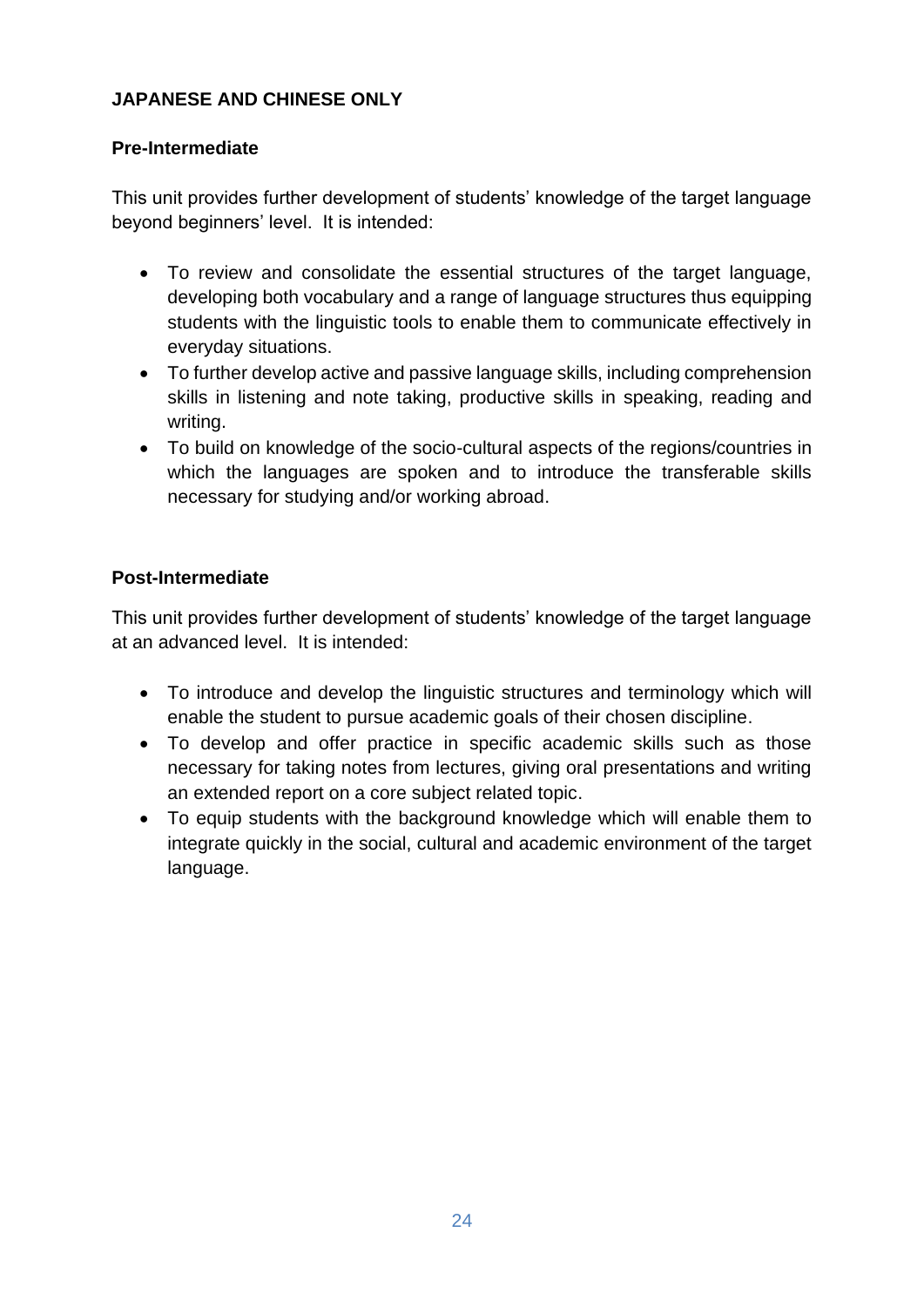**JAPANESE AND CHINESE ONLY**

**Pre-Intermediate**

This unit provides further development of students' knowledge of the target language beyond beginners' level. It is intended:

- To review and consolidate the essential structures of the target language, developing both vocabulary and a range of language structures thus equipping students with the linguistic tools to enable them to communicate effectively in everyday situations.
- To further develop active and passive language skills, including comprehension skills in listening and note taking, productive skills in speaking, reading and writing.
- To build on knowledge of the socio-cultural aspects of the regions/countries in which the languages are spoken and to introduce the transferable skills necessary for studying and/or working abroad.

**Post-Intermediate**

This unit provides further development of students' knowledge of the target language at an advanced level. It is intended:

- To introduce and develop the linguistic structures and terminology which will enable the student to pursue academic goals of their chosen discipline.
- To develop and offer practice in specific academic skills such as those necessary for taking notes from lectures, giving oral presentations and writing an extended report on a core subject related topic.
- To equip students with the background knowledge which will enable them to integrate quickly in the social, cultural and academic environment of the target language.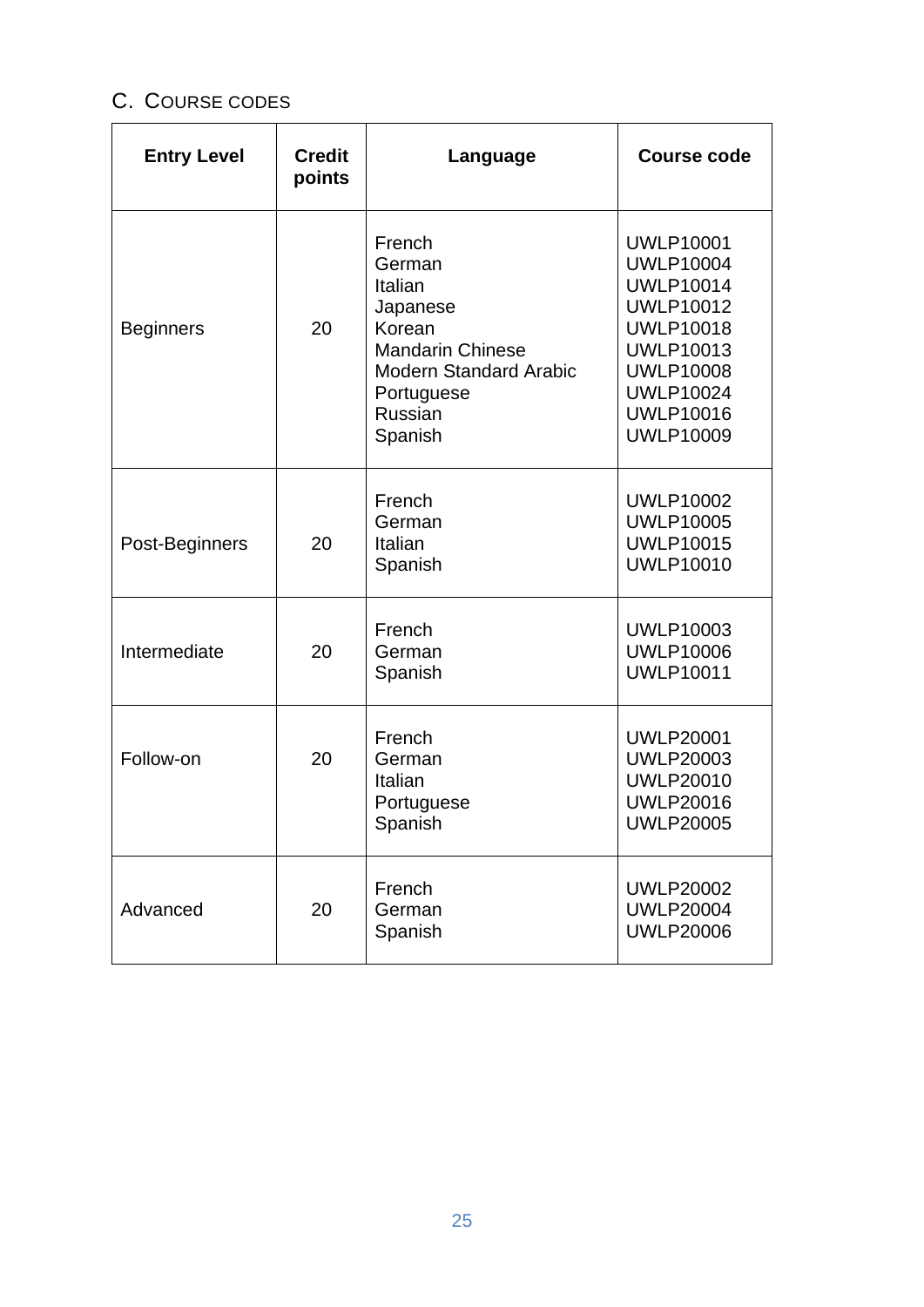## C. Course Codes

| Entry Level | Credit points | Language | Course code |
|---|---|---|---|
| Beginners | 20 | French<br>German<br>Italian<br>Japanese<br>Korean<br>Mandarin Chinese<br>Modern Standard Arabic<br>Portuguese<br>Russian<br>Spanish | UWLP10001<br>UWLP10004<br>UWLP10014<br>UWLP10012<br>UWLP10018<br>UWLP10013<br>UWLP10008<br>UWLP10024<br>UWLP10016<br>UWLP10009 |
| Post-Beginners | 20 | French<br>German<br>Italian<br>Spanish | UWLP10002<br>UWLP10005<br>UWLP10015<br>UWLP10010 |
| Intermediate | 20 | French<br>German<br>Spanish | UWLP10003<br>UWLP10006<br>UWLP10011 |
| Follow-on | 20 | French<br>German<br>Italian<br>Portuguese<br>Spanish | UWLP20001<br>UWLP20003<br>UWLP20010<br>UWLP20016<br>UWLP20005 |
| Advanced | 20 | French<br>German<br>Spanish | UWLP20002<br>UWLP20004<br>UWLP20006 |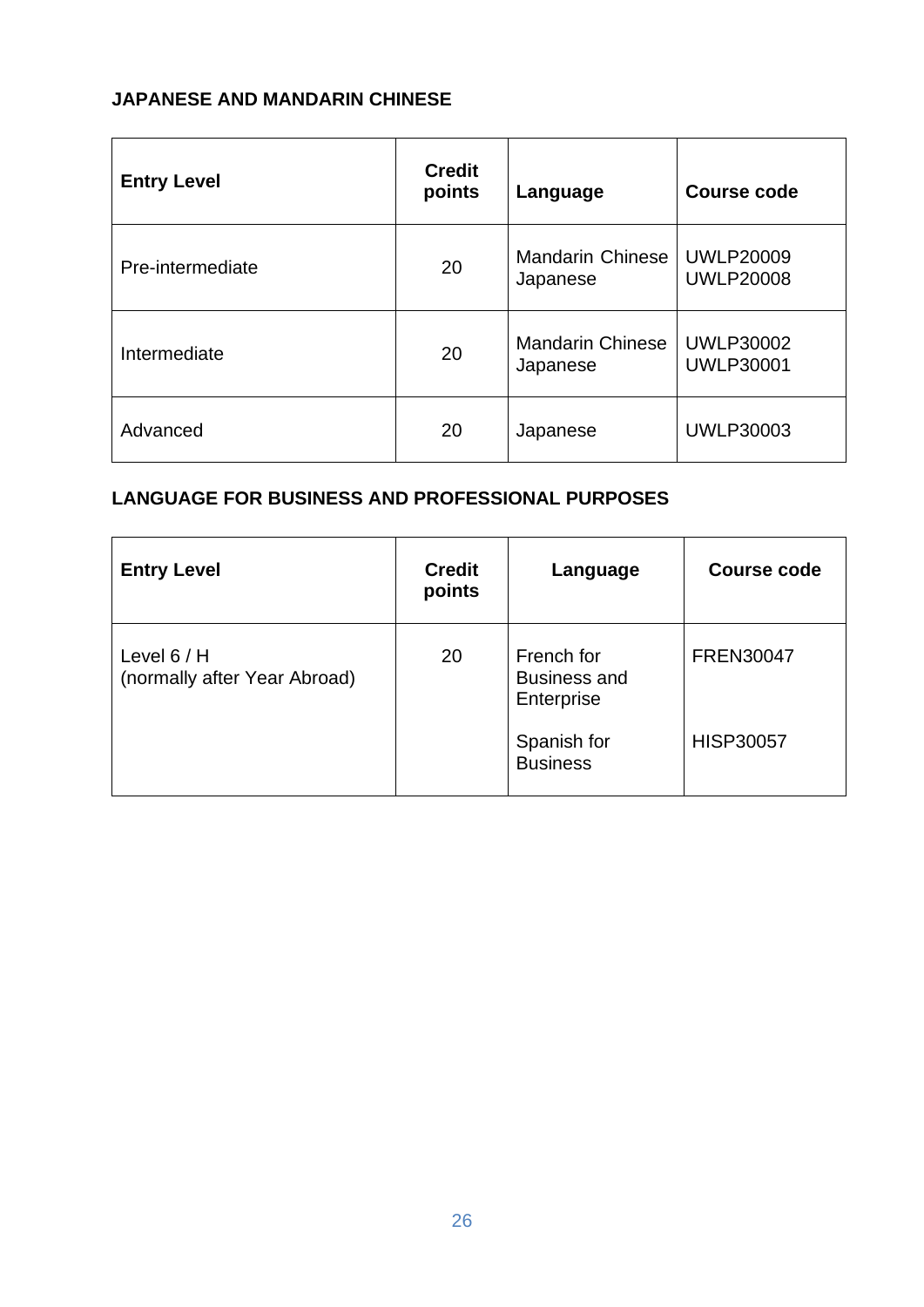### JAPANESE AND MANDARIN CHINESE

| Entry Level | Credit points | Language | Course code |
|---|---|---|---|
| Pre-intermediate | 20 | Mandarin Chinese<br>Japanese | UWLP20009<br>UWLP20008 |
| Intermediate | 20 | Mandarin Chinese<br>Japanese | UWLP30002<br>UWLP30001 |
| Advanced | 20 | Japanese | UWLP30003 |

### LANGUAGE FOR BUSINESS AND PROFESSIONAL PURPOSES

| Entry Level | Credit points | Language | Course code |
|---|---|---|---|
| Level 6 / H<br>(normally after Year Abroad) | 20 | French for Business and Enterprise<br>Spanish for Business | FREN30047<br>HISP30057 |